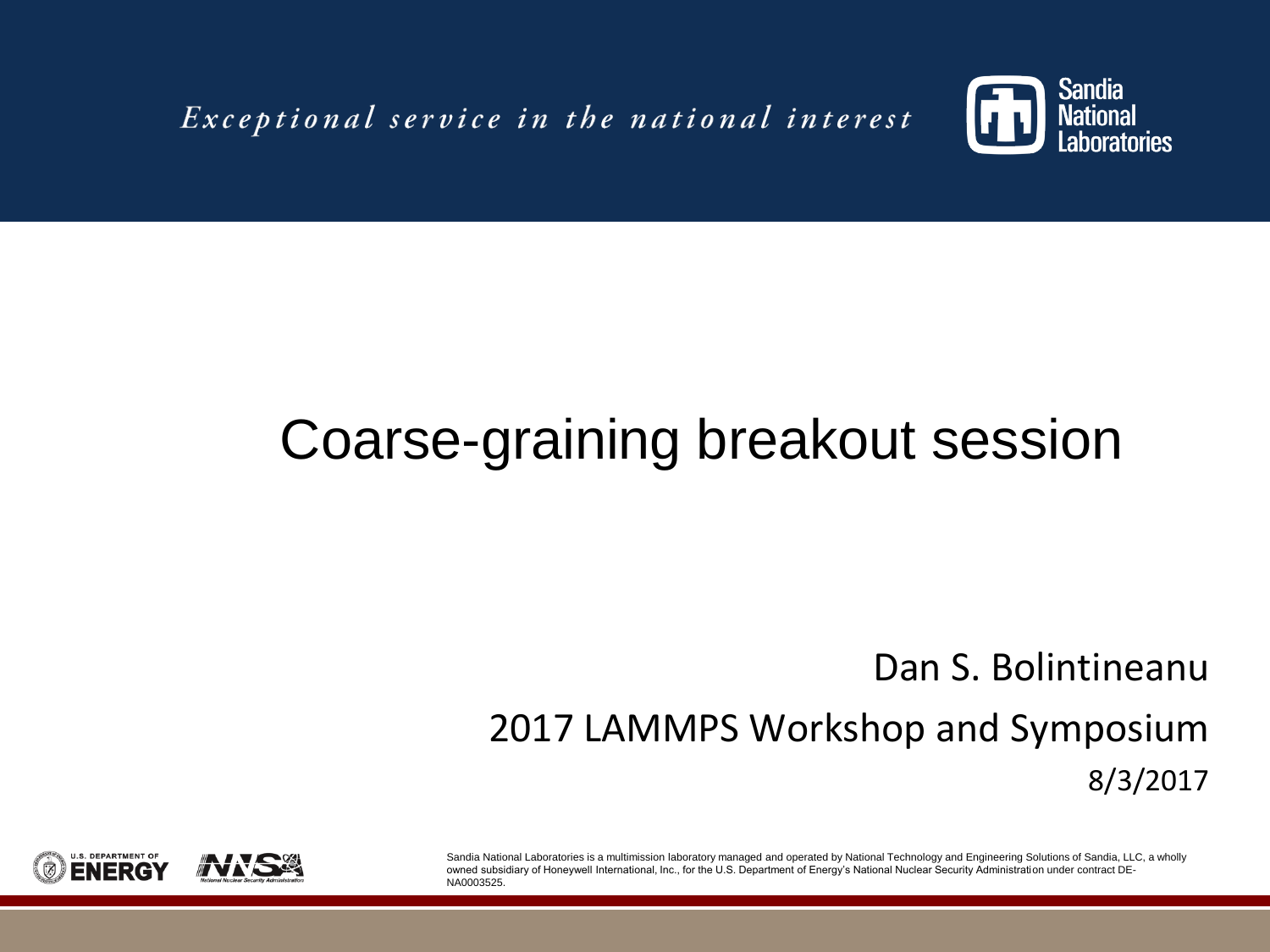*Exceptional service in the national interest*

Sandia National Laboratories

# Coarse-graining breakout session

Dan S. Bolintineanu

2017 LAMMPS Workshop and Symposium

8/3/2017

U.S. DEPARTMENT OF ENERGY

NNSA National Nuclear Security Administration

Sandia National Laboratories is a multimission laboratory managed and operated by National Technology and Engineering Solutions of Sandia, LLC, a wholly owned subsidiary of Honeywell International, Inc., for the U.S. Department of Energy's National Nuclear Security Administration under contract DE-NA0003525.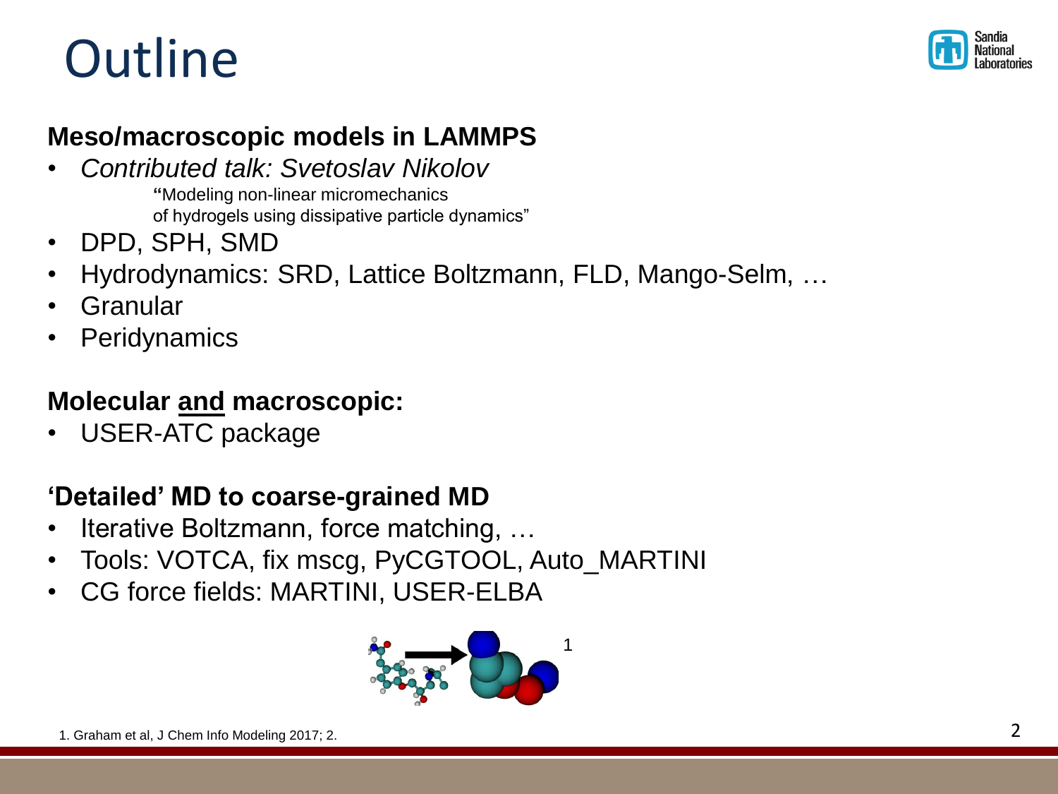# Outline

**Meso/macroscopic models in LAMMPS**

- *Contributed talk: Svetoslav Nikolov*
  "Modeling non-linear micromechanics
  of hydrogels using dissipative particle dynamics"
- DPD, SPH, SMD
- Hydrodynamics: SRD, Lattice Boltzmann, FLD, Mango-Selm, …
- Granular
- Peridynamics

**Molecular <u>and</u> macroscopic:**

- USER-ATC package

**'Detailed' MD to coarse-grained MD**

- Iterative Boltzmann, force matching, …
- Tools: VOTCA, fix mscg, PyCGTOOL, Auto_MARTINI
- CG force fields: MARTINI, USER-ELBA

1

1. Graham et al, J Chem Info Modeling 2017; 2.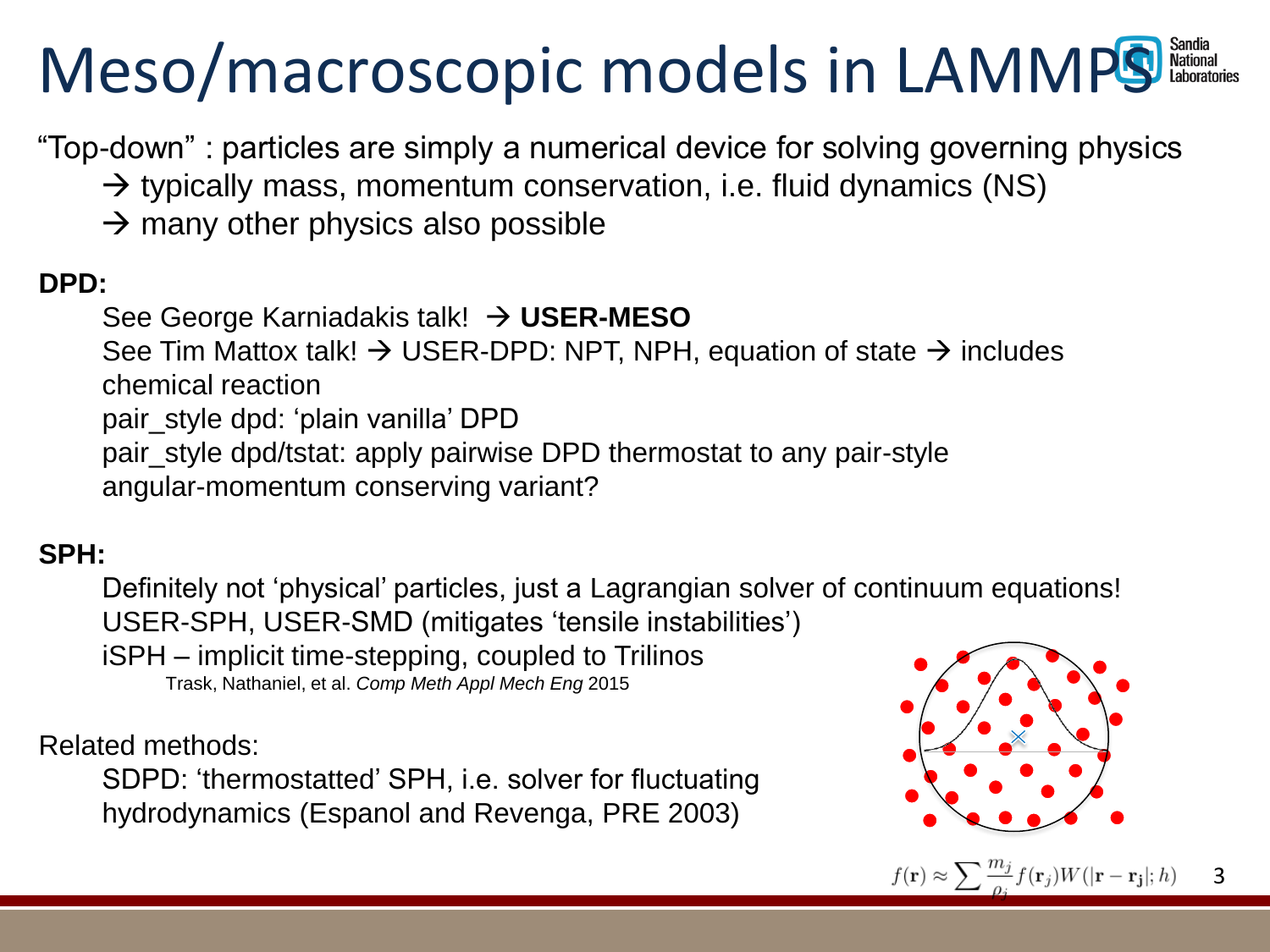# Meso/macroscopic models in LAMMPS

"Top-down" : particles are simply a numerical device for solving governing physics

- → typically mass, momentum conservation, i.e. fluid dynamics (NS)
- → many other physics also possible

**DPD:**

See George Karniadakis talk! → **USER-MESO**
See Tim Mattox talk! → USER-DPD: NPT, NPH, equation of state → includes chemical reaction
pair_style dpd: 'plain vanilla' DPD
pair_style dpd/tstat: apply pairwise DPD thermostat to any pair-style
angular-momentum conserving variant?

**SPH:**

Definitely not 'physical' particles, just a Lagrangian solver of continuum equations!
USER-SPH, USER-SMD (mitigates 'tensile instabilities')
iSPH – implicit time-stepping, coupled to Trilinos
Trask, Nathaniel, et al. *Comp Meth Appl Mech Eng* 2015

Related methods:

SDPD: 'thermostatted' SPH, i.e. solver for fluctuating hydrodynamics (Espanol and Revenga, PRE 2003)

$$f(\mathbf{r}) \approx \sum \frac{m_j}{\rho_j} f(\mathbf{r}_j) W(|\mathbf{r} - \mathbf{r_j}|; h)$$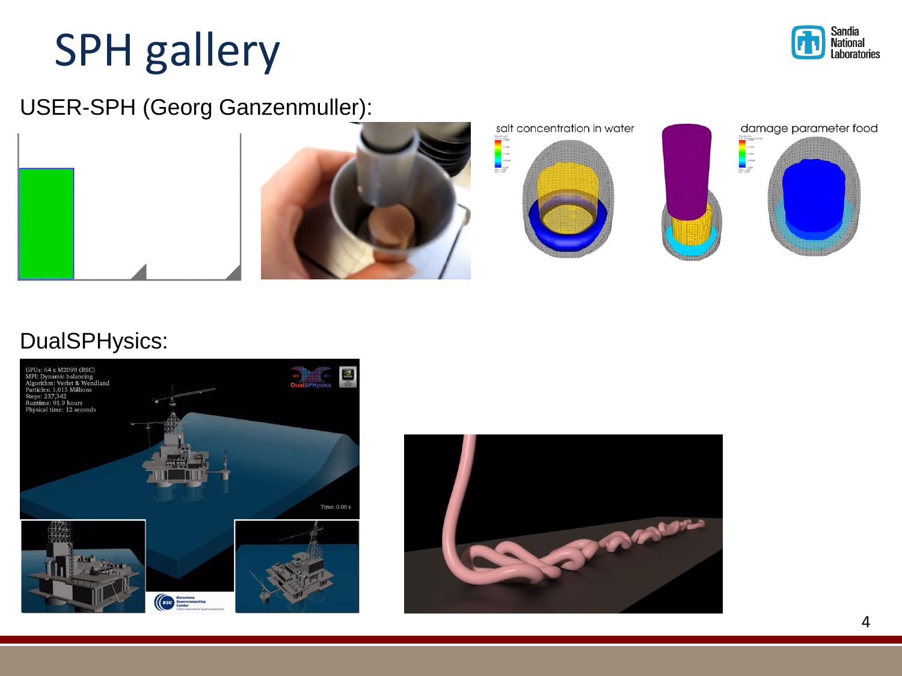# SPH gallery

USER-SPH (Georg Ganzenmuller):

DualSPHysics: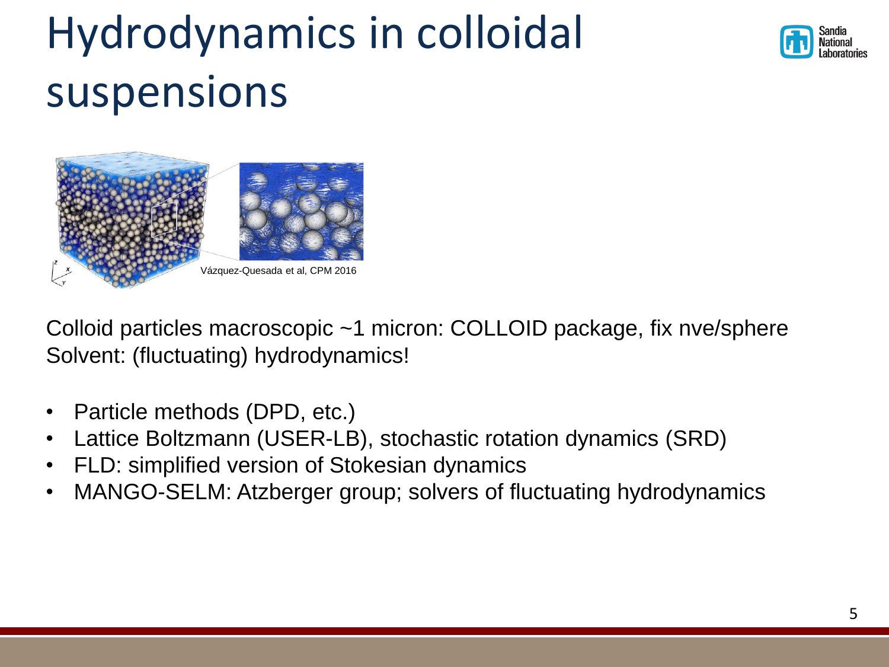# Hydrodynamics in colloidal suspensions

Vázquez-Quesada et al, CPM 2016

Colloid particles macroscopic ~1 micron: COLLOID package, fix nve/sphere
Solvent: (fluctuating) hydrodynamics!

- Particle methods (DPD, etc.)
- Lattice Boltzmann (USER-LB), stochastic rotation dynamics (SRD)
- FLD: simplified version of Stokesian dynamics
- MANGO-SELM: Atzberger group; solvers of fluctuating hydrodynamics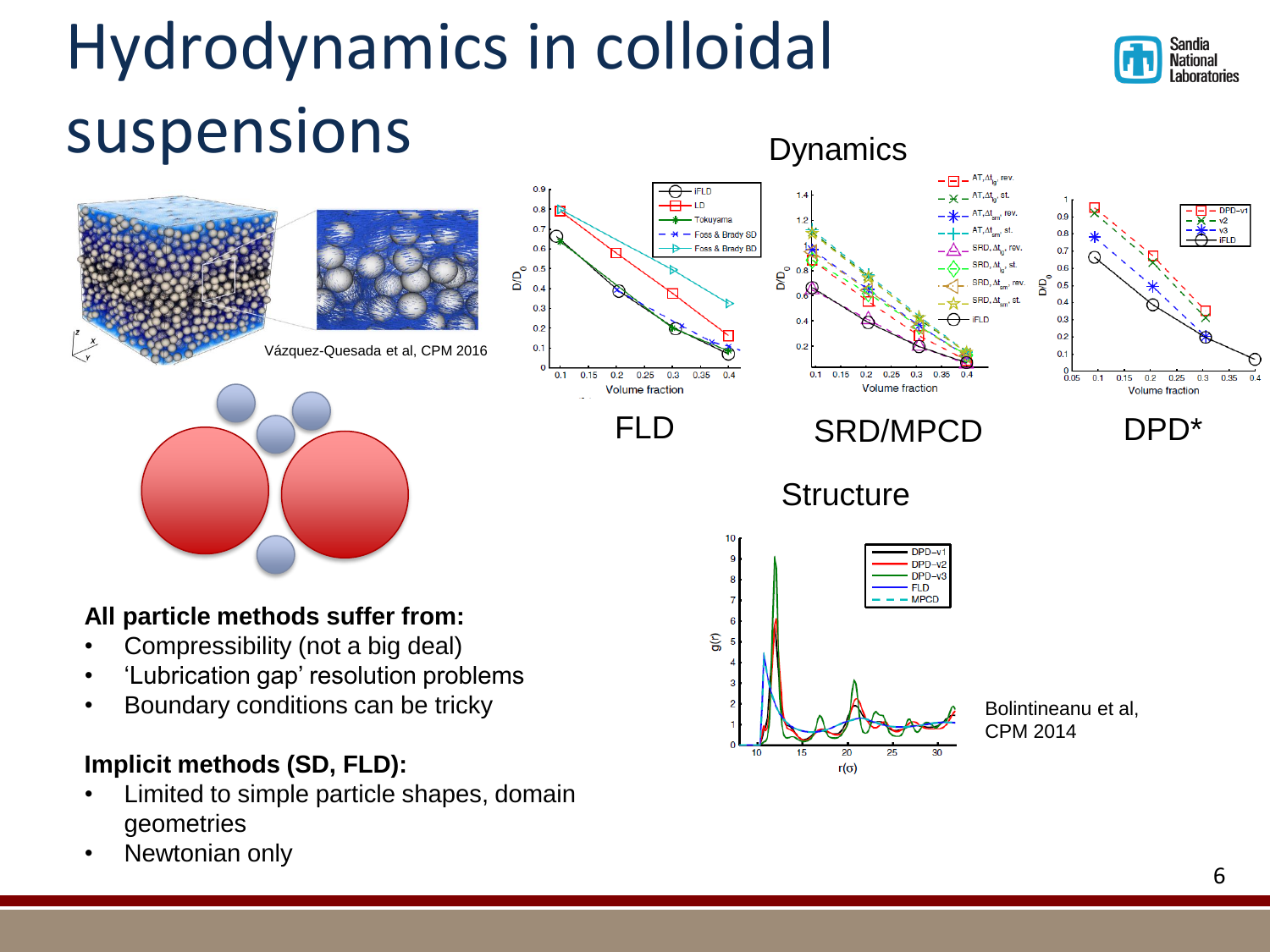# Hydrodynamics in colloidal suspensions

Vázquez-Quesada et al, CPM 2016

## Dynamics

FLD

SRD/MPCD

DPD*

## Structure

Bolintineanu et al, CPM 2014

**All particle methods suffer from:**

- Compressibility (not a big deal)
- 'Lubrication gap' resolution problems
- Boundary conditions can be tricky

**Implicit methods (SD, FLD):**

- Limited to simple particle shapes, domain geometries
- Newtonian only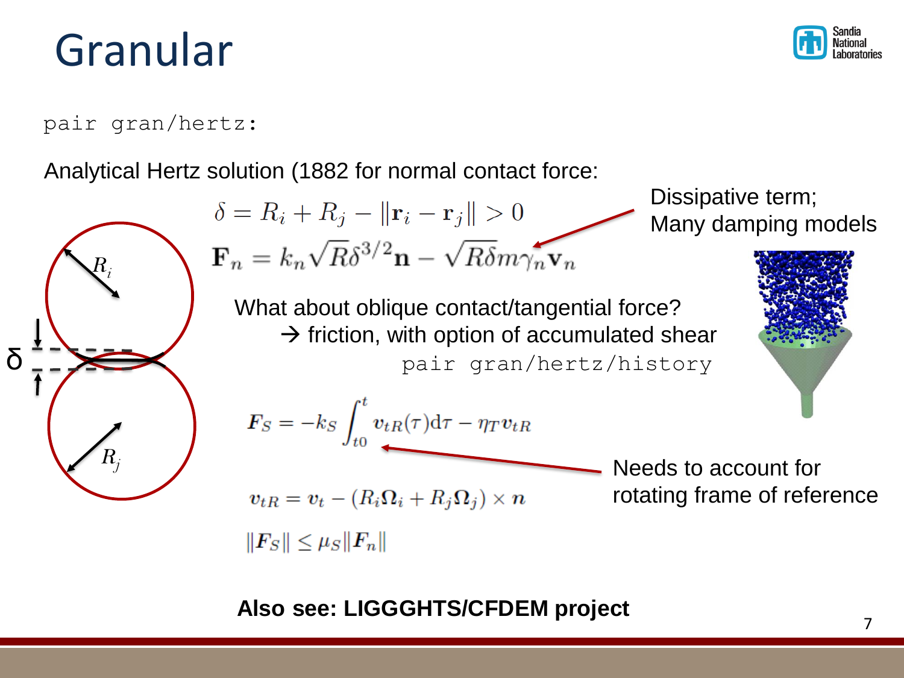# Granular

```
pair gran/hertz:
```

Analytical Hertz solution (1882 for normal contact force:

$$\delta = R_i + R_j - \|\mathbf{r}_i - \mathbf{r}_j\| > 0$$

$$\mathbf{F}_n = k_n \sqrt{R}\delta^{3/2}\mathbf{n} - \sqrt{R\delta} m \gamma_n \mathbf{v}_n$$

Dissipative term; Many damping models

What about oblique contact/tangential force?

→ friction, with option of accumulated shear

```
pair gran/hertz/history
```

$$\boldsymbol{F}_S = -k_S \int_{t0}^{t} \boldsymbol{v}_{tR}(\tau) \mathrm{d}\tau - \eta_T \boldsymbol{v}_{tR}$$

Needs to account for rotating frame of reference

$$\boldsymbol{v}_{tR} = \boldsymbol{v}_t - (R_i \boldsymbol{\Omega}_i + R_j \boldsymbol{\Omega}_j) \times \boldsymbol{n}$$

$$\|\boldsymbol{F}_S\| \leq \mu_S \|\boldsymbol{F}_n\|$$

**Also see: LIGGGHTS/CFDEM project**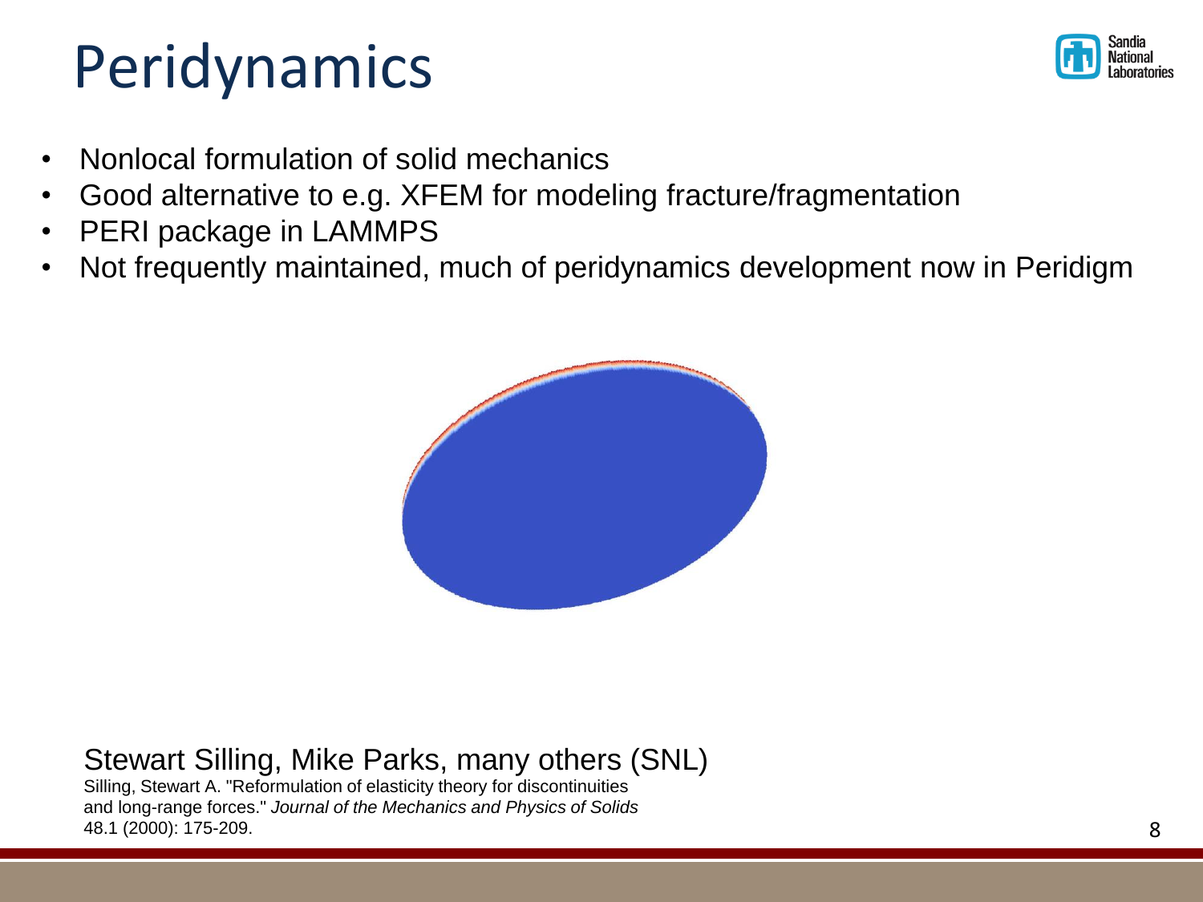# Peridynamics

- Nonlocal formulation of solid mechanics
- Good alternative to e.g. XFEM for modeling fracture/fragmentation
- PERI package in LAMMPS
- Not frequently maintained, much of peridynamics development now in Peridigm

Stewart Silling, Mike Parks, many others (SNL)

Silling, Stewart A. "Reformulation of elasticity theory for discontinuities and long-range forces." *Journal of the Mechanics and Physics of Solids* 48.1 (2000): 175-209.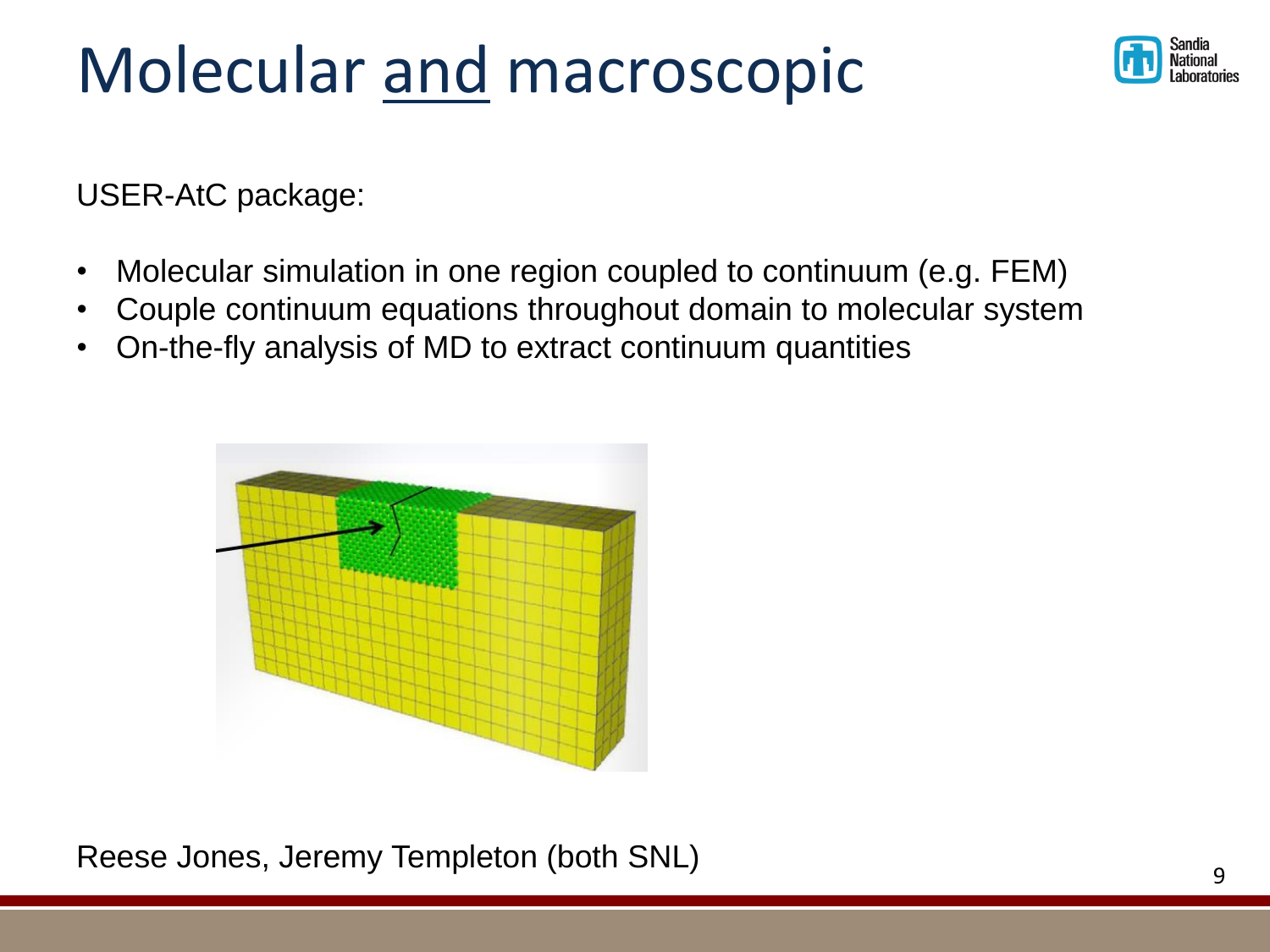# Molecular and macroscopic

USER-AtC package:

- Molecular simulation in one region coupled to continuum (e.g. FEM)
- Couple continuum equations throughout domain to molecular system
- On-the-fly analysis of MD to extract continuum quantities

Reese Jones, Jeremy Templeton (both SNL)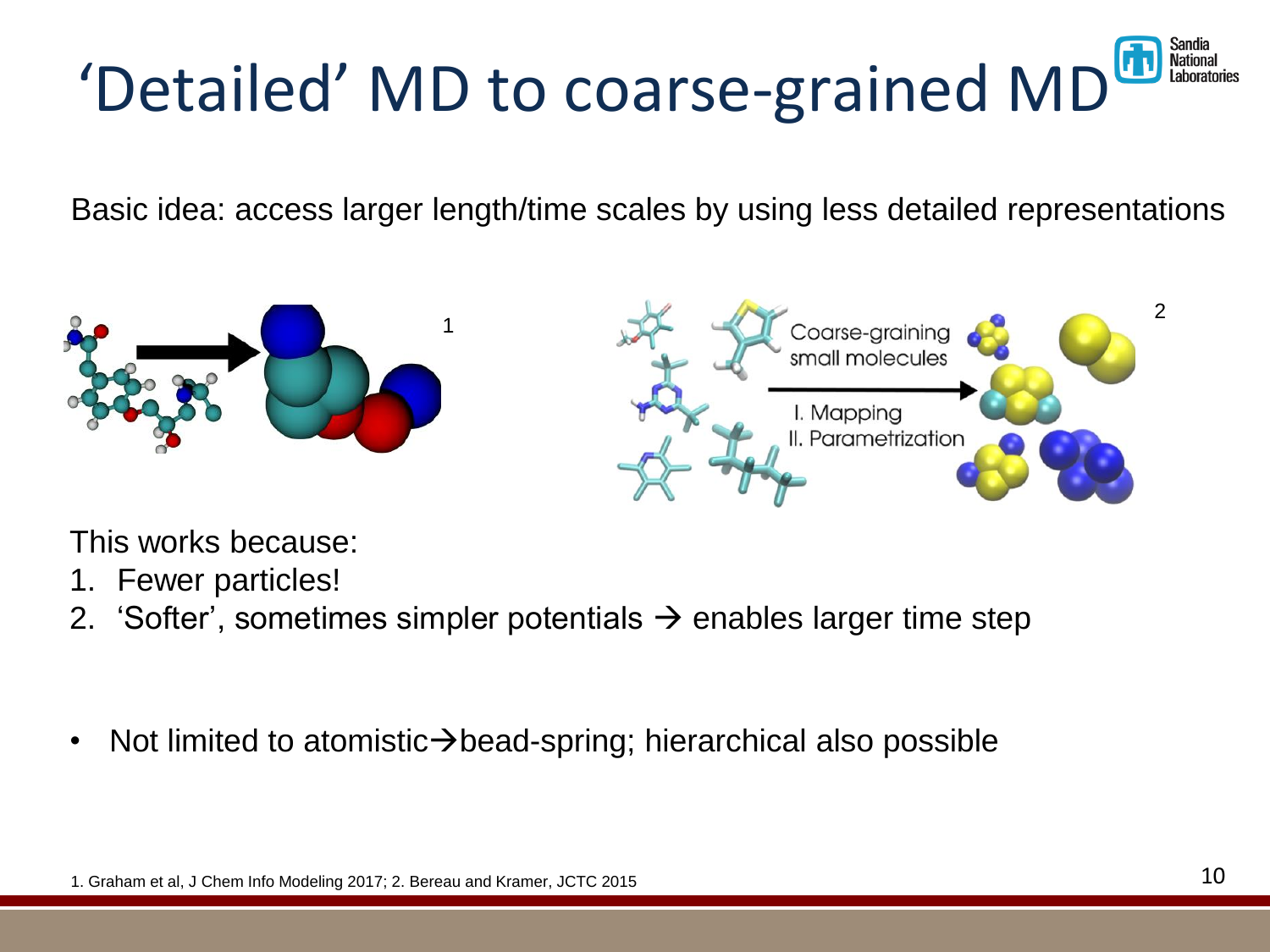# 'Detailed' MD to coarse-grained MD

Basic idea: access larger length/time scales by using less detailed representations

This works because:

1. Fewer particles!
2. 'Softer', sometimes simpler potentials → enables larger time step

- Not limited to atomistic→bead-spring; hierarchical also possible

1. Graham et al, J Chem Info Modeling 2017; 2. Bereau and Kramer, JCTC 2015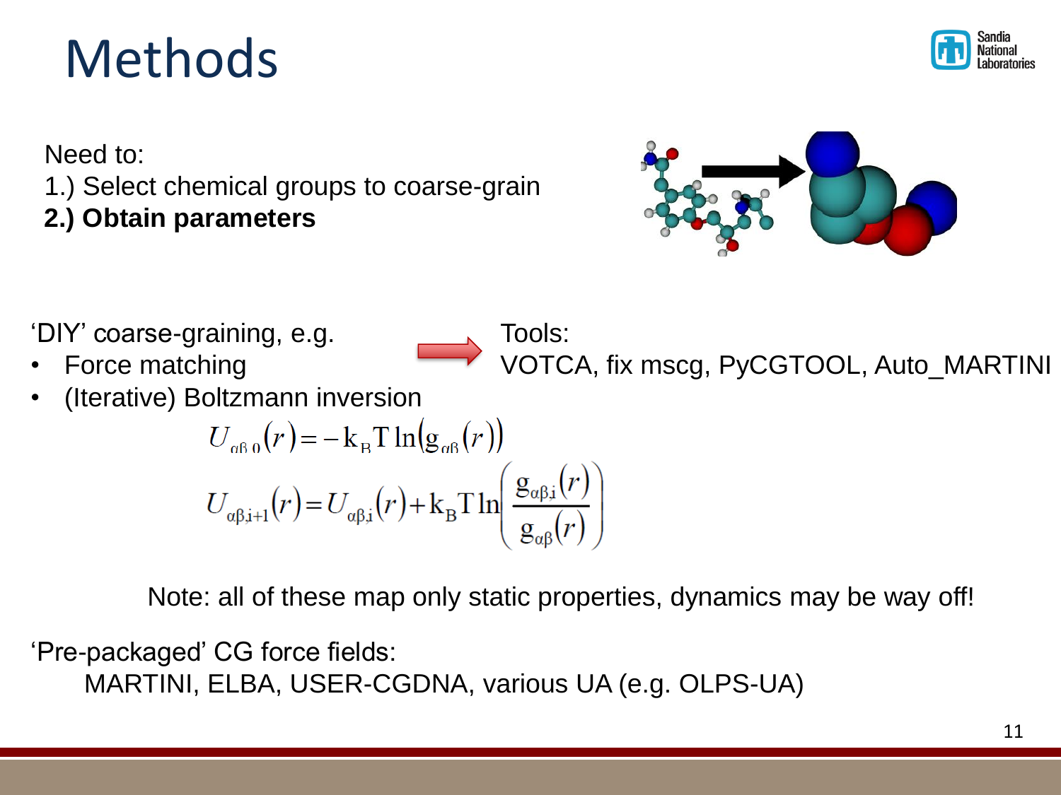# Methods

Need to:

1.) Select chemical groups to coarse-grain

**2.) Obtain parameters**

'DIY' coarse-graining, e.g.

- Force matching
- (Iterative) Boltzmann inversion

Tools:

VOTCA, fix mscg, PyCGTOOL, Auto_MARTINI

$$U_{\alpha\beta,0}(r) = -k_B T \ln\left(g_{\alpha\beta}(r)\right)$$

$$U_{\alpha\beta,i+1}(r) = U_{\alpha\beta,i}(r) + k_B T \ln\left(\frac{g_{\alpha\beta,i}(r)}{g_{\alpha\beta}(r)}\right)$$

Note: all of these map only static properties, dynamics may be way off!

'Pre-packaged' CG force fields:

MARTINI, ELBA, USER-CGDNA, various UA (e.g. OLPS-UA)